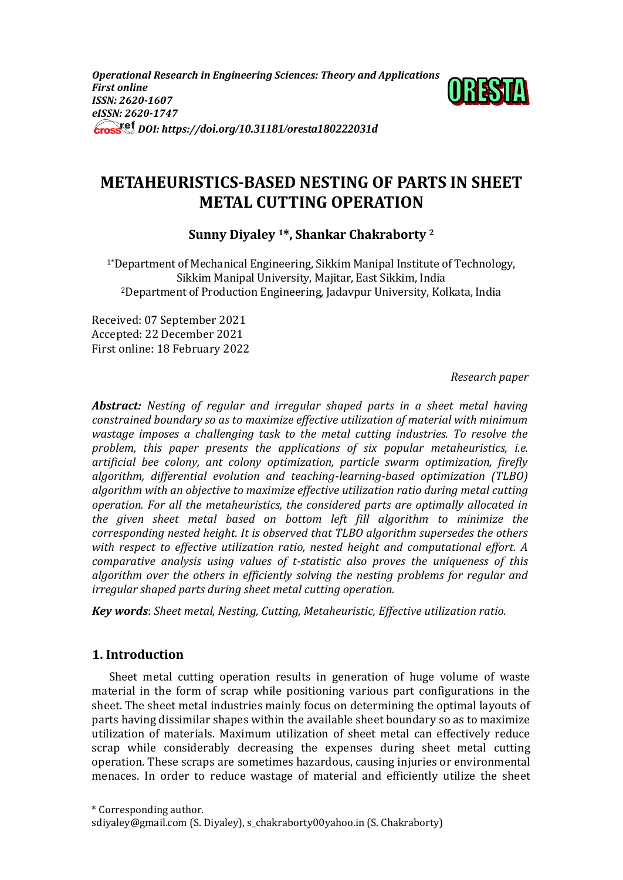*Operational Research in Engineering Sciences: Theory and Applications*
*First online*
*ISSN: 2620-1607*
*eISSN: 2620-1747*
*DOI: https://doi.org/10.31181/oresta180222031d*

# METAHEURISTICS-BASED NESTING OF PARTS IN SHEET METAL CUTTING OPERATION

**Sunny Diyaley [1]\*, Shankar Chakraborty [2]**

[1]\*Department of Mechanical Engineering, Sikkim Manipal Institute of Technology, Sikkim Manipal University, Majitar, East Sikkim, India
[2]Department of Production Engineering, Jadavpur University, Kolkata, India

Received: 07 September 2021
Accepted: 22 December 2021
First online: 18 February 2022

*Research paper*

***Abstract:*** *Nesting of regular and irregular shaped parts in a sheet metal having constrained boundary so as to maximize effective utilization of material with minimum wastage imposes a challenging task to the metal cutting industries. To resolve the problem, this paper presents the applications of six popular metaheuristics, i.e. artificial bee colony, ant colony optimization, particle swarm optimization, firefly algorithm, differential evolution and teaching-learning-based optimization (TLBO) algorithm with an objective to maximize effective utilization ratio during metal cutting operation. For all the metaheuristics, the considered parts are optimally allocated in the given sheet metal based on bottom left fill algorithm to minimize the corresponding nested height. It is observed that TLBO algorithm supersedes the others with respect to effective utilization ratio, nested height and computational effort. A comparative analysis using values of t-statistic also proves the uniqueness of this algorithm over the others in efficiently solving the nesting problems for regular and irregular shaped parts during sheet metal cutting operation.*

***Key words***: *Sheet metal, Nesting, Cutting, Metaheuristic, Effective utilization ratio.*

## 1. Introduction

Sheet metal cutting operation results in generation of huge volume of waste material in the form of scrap while positioning various part configurations in the sheet. The sheet metal industries mainly focus on determining the optimal layouts of parts having dissimilar shapes within the available sheet boundary so as to maximize utilization of materials. Maximum utilization of sheet metal can effectively reduce scrap while considerably decreasing the expenses during sheet metal cutting operation. These scraps are sometimes hazardous, causing injuries or environmental menaces. In order to reduce wastage of material and efficiently utilize the sheet

\* Corresponding author.
sdiyaley@gmail.com (S. Diyaley), s_chakraborty00yahoo.in (S. Chakraborty)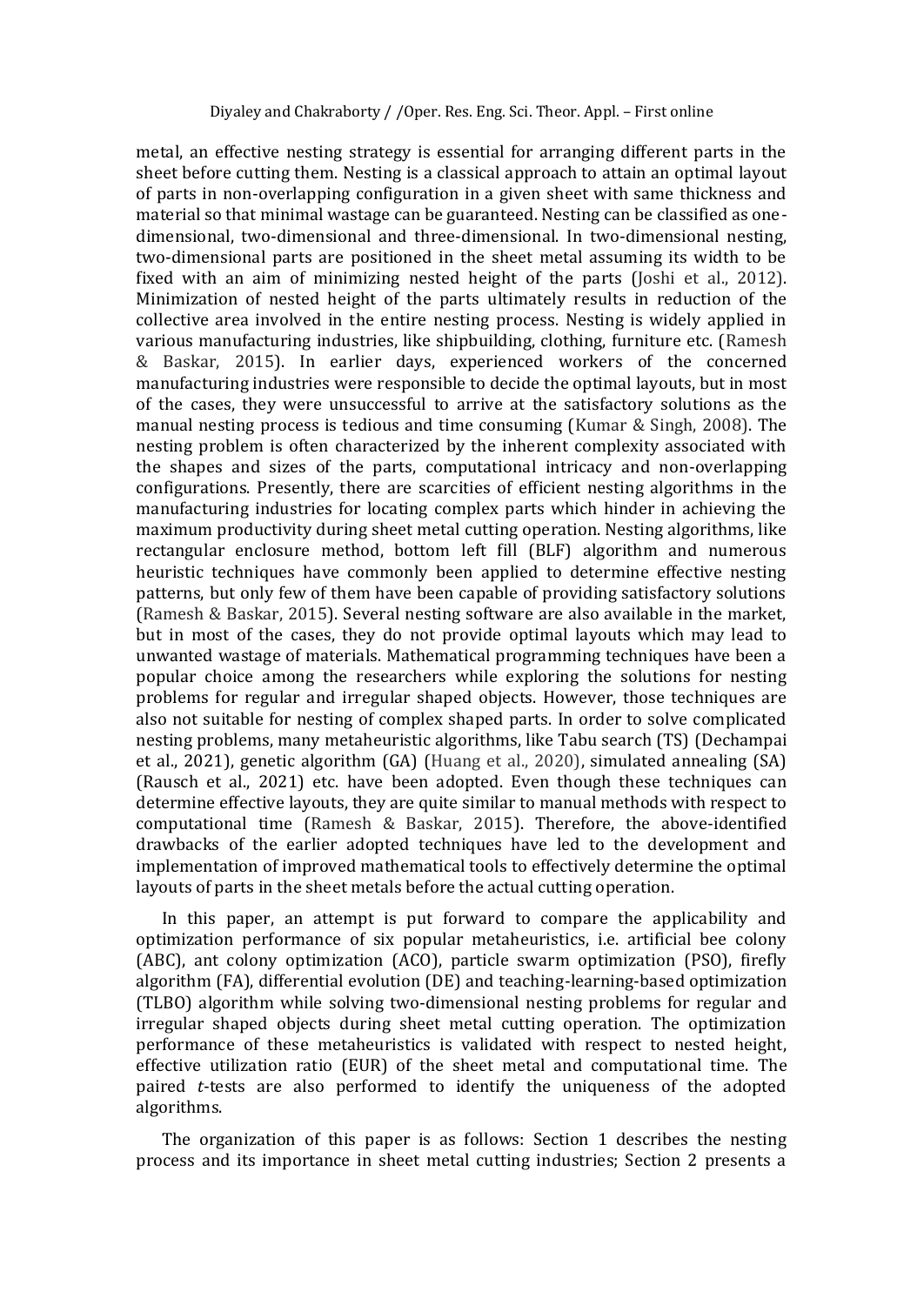metal, an effective nesting strategy is essential for arranging different parts in the sheet before cutting them. Nesting is a classical approach to attain an optimal layout of parts in non-overlapping configuration in a given sheet with same thickness and material so that minimal wastage can be guaranteed. Nesting can be classified as one-dimensional, two-dimensional and three-dimensional. In two-dimensional nesting, two-dimensional parts are positioned in the sheet metal assuming its width to be fixed with an aim of minimizing nested height of the parts (Joshi et al., 2012). Minimization of nested height of the parts ultimately results in reduction of the collective area involved in the entire nesting process. Nesting is widely applied in various manufacturing industries, like shipbuilding, clothing, furniture etc. (Ramesh & Baskar, 2015). In earlier days, experienced workers of the concerned manufacturing industries were responsible to decide the optimal layouts, but in most of the cases, they were unsuccessful to arrive at the satisfactory solutions as the manual nesting process is tedious and time consuming (Kumar & Singh, 2008). The nesting problem is often characterized by the inherent complexity associated with the shapes and sizes of the parts, computational intricacy and non-overlapping configurations. Presently, there are scarcities of efficient nesting algorithms in the manufacturing industries for locating complex parts which hinder in achieving the maximum productivity during sheet metal cutting operation. Nesting algorithms, like rectangular enclosure method, bottom left fill (BLF) algorithm and numerous heuristic techniques have commonly been applied to determine effective nesting patterns, but only few of them have been capable of providing satisfactory solutions (Ramesh & Baskar, 2015). Several nesting software are also available in the market, but in most of the cases, they do not provide optimal layouts which may lead to unwanted wastage of materials. Mathematical programming techniques have been a popular choice among the researchers while exploring the solutions for nesting problems for regular and irregular shaped objects. However, those techniques are also not suitable for nesting of complex shaped parts. In order to solve complicated nesting problems, many metaheuristic algorithms, like Tabu search (TS) (Dechampai et al., 2021), genetic algorithm (GA) (Huang et al., 2020), simulated annealing (SA) (Rausch et al., 2021) etc. have been adopted. Even though these techniques can determine effective layouts, they are quite similar to manual methods with respect to computational time (Ramesh & Baskar, 2015). Therefore, the above-identified drawbacks of the earlier adopted techniques have led to the development and implementation of improved mathematical tools to effectively determine the optimal layouts of parts in the sheet metals before the actual cutting operation.

In this paper, an attempt is put forward to compare the applicability and optimization performance of six popular metaheuristics, i.e. artificial bee colony (ABC), ant colony optimization (ACO), particle swarm optimization (PSO), firefly algorithm (FA), differential evolution (DE) and teaching-learning-based optimization (TLBO) algorithm while solving two-dimensional nesting problems for regular and irregular shaped objects during sheet metal cutting operation. The optimization performance of these metaheuristics is validated with respect to nested height, effective utilization ratio (EUR) of the sheet metal and computational time. The paired *t*-tests are also performed to identify the uniqueness of the adopted algorithms.

The organization of this paper is as follows: Section 1 describes the nesting process and its importance in sheet metal cutting industries; Section 2 presents a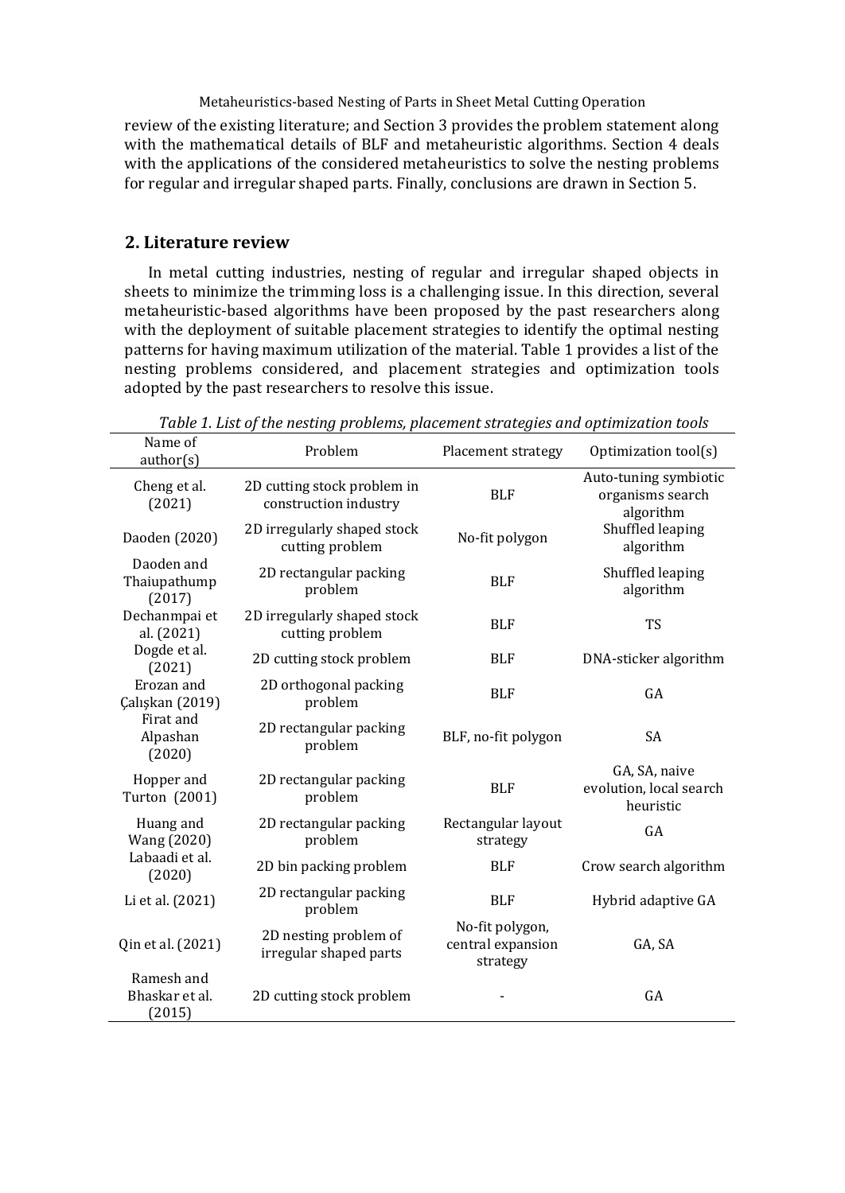review of the existing literature; and Section 3 provides the problem statement along with the mathematical details of BLF and metaheuristic algorithms. Section 4 deals with the applications of the considered metaheuristics to solve the nesting problems for regular and irregular shaped parts. Finally, conclusions are drawn in Section 5.

## 2. Literature review

In metal cutting industries, nesting of regular and irregular shaped objects in sheets to minimize the trimming loss is a challenging issue. In this direction, several metaheuristic-based algorithms have been proposed by the past researchers along with the deployment of suitable placement strategies to identify the optimal nesting patterns for having maximum utilization of the material. Table 1 provides a list of the nesting problems considered, and placement strategies and optimization tools adopted by the past researchers to resolve this issue.

*Table 1. List of the nesting problems, placement strategies and optimization tools*

| Name of author(s) | Problem | Placement strategy | Optimization tool(s) |
|---|---|---|---|
| Cheng et al. (2021) | 2D cutting stock problem in construction industry | BLF | Auto-tuning symbiotic organisms search algorithm |
| Daoden (2020) | 2D irregularly shaped stock cutting problem | No-fit polygon | Shuffled leaping algorithm |
| Daoden and Thaiupathump (2017) | 2D rectangular packing problem | BLF | Shuffled leaping algorithm |
| Dechanmpai et al. (2021) | 2D irregularly shaped stock cutting problem | BLF | TS |
| Dogde et al. (2021) | 2D cutting stock problem | BLF | DNA-sticker algorithm |
| Erozan and Çalışkan (2019) | 2D orthogonal packing problem | BLF | GA |
| Firat and Alpashan (2020) | 2D rectangular packing problem | BLF, no-fit polygon | SA |
| Hopper and Turton (2001) | 2D rectangular packing problem | BLF | GA, SA, naive evolution, local search heuristic |
| Huang and Wang (2020) | 2D rectangular packing problem | Rectangular layout strategy | GA |
| Labaadi et al. (2020) | 2D bin packing problem | BLF | Crow search algorithm |
| Li et al. (2021) | 2D rectangular packing problem | BLF | Hybrid adaptive GA |
| Qin et al. (2021) | 2D nesting problem of irregular shaped parts | No-fit polygon, central expansion strategy | GA, SA |
| Ramesh and Bhaskar et al. (2015) | 2D cutting stock problem | - | GA |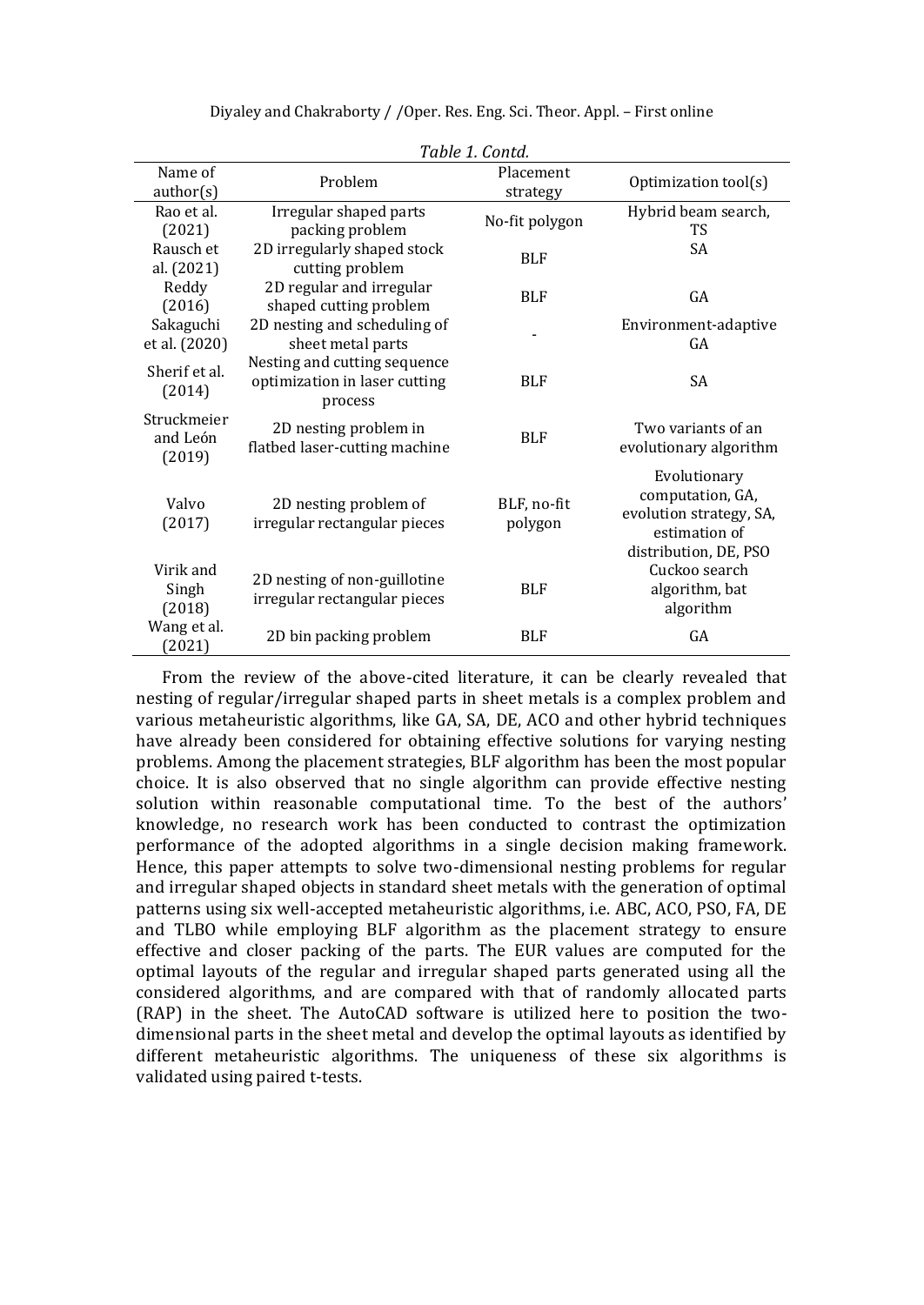*Table 1. Contd.*

| Name of author(s) | Problem | Placement strategy | Optimization tool(s) |
|---|---|---|---|
| Rao et al. (2021) | Irregular shaped parts packing problem | No-fit polygon | Hybrid beam search, TS |
| Rausch et al. (2021) | 2D irregularly shaped stock cutting problem | BLF | SA |
| Reddy (2016) | 2D regular and irregular shaped cutting problem | BLF | GA |
| Sakaguchi et al. (2020) | 2D nesting and scheduling of sheet metal parts | - | Environment-adaptive GA |
| Sherif et al. (2014) | Nesting and cutting sequence optimization in laser cutting process | BLF | SA |
| Struckmeier and León (2019) | 2D nesting problem in flatbed laser-cutting machine | BLF | Two variants of an evolutionary algorithm |
| Valvo (2017) | 2D nesting problem of irregular rectangular pieces | BLF, no-fit polygon | Evolutionary computation, GA, evolution strategy, SA, estimation of distribution, DE, PSO |
| Virik and Singh (2018) | 2D nesting of non-guillotine irregular rectangular pieces | BLF | Cuckoo search algorithm, bat algorithm |
| Wang et al. (2021) | 2D bin packing problem | BLF | GA |

From the review of the above-cited literature, it can be clearly revealed that nesting of regular/irregular shaped parts in sheet metals is a complex problem and various metaheuristic algorithms, like GA, SA, DE, ACO and other hybrid techniques have already been considered for obtaining effective solutions for varying nesting problems. Among the placement strategies, BLF algorithm has been the most popular choice. It is also observed that no single algorithm can provide effective nesting solution within reasonable computational time. To the best of the authors' knowledge, no research work has been conducted to contrast the optimization performance of the adopted algorithms in a single decision making framework. Hence, this paper attempts to solve two-dimensional nesting problems for regular and irregular shaped objects in standard sheet metals with the generation of optimal patterns using six well-accepted metaheuristic algorithms, i.e. ABC, ACO, PSO, FA, DE and TLBO while employing BLF algorithm as the placement strategy to ensure effective and closer packing of the parts. The EUR values are computed for the optimal layouts of the regular and irregular shaped parts generated using all the considered algorithms, and are compared with that of randomly allocated parts (RAP) in the sheet. The AutoCAD software is utilized here to position the two-dimensional parts in the sheet metal and develop the optimal layouts as identified by different metaheuristic algorithms. The uniqueness of these six algorithms is validated using paired t-tests.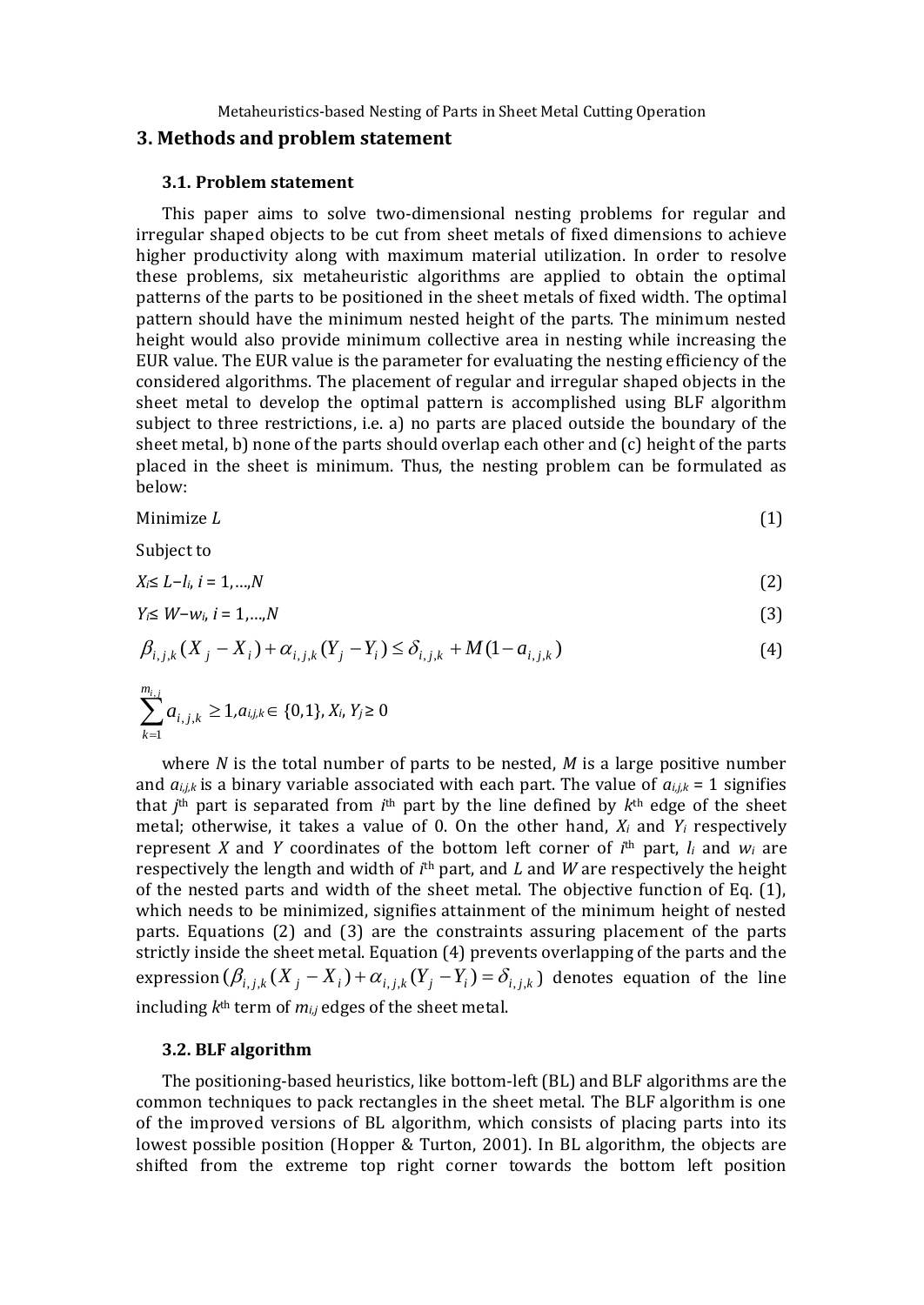## 3. Methods and problem statement

### 3.1. Problem statement

This paper aims to solve two-dimensional nesting problems for regular and irregular shaped objects to be cut from sheet metals of fixed dimensions to achieve higher productivity along with maximum material utilization. In order to resolve these problems, six metaheuristic algorithms are applied to obtain the optimal patterns of the parts to be positioned in the sheet metals of fixed width. The optimal pattern should have the minimum nested height of the parts. The minimum nested height would also provide minimum collective area in nesting while increasing the EUR value. The EUR value is the parameter for evaluating the nesting efficiency of the considered algorithms. The placement of regular and irregular shaped objects in the sheet metal to develop the optimal pattern is accomplished using BLF algorithm subject to three restrictions, i.e. a) no parts are placed outside the boundary of the sheet metal, b) none of the parts should overlap each other and (c) height of the parts placed in the sheet is minimum. Thus, the nesting problem can be formulated as below:

$$\text{Minimize } L \tag{1}$$

Subject to

$$X_i \leq L - l_i,\ i = 1,\ldots,N \tag{2}$$

$$Y_i \leq W - w_i,\ i = 1,\ldots,N \tag{3}$$

$$\beta_{i,j,k}(X_j - X_i) + \alpha_{i,j,k}(Y_j - Y_i) \leq \delta_{i,j,k} + M(1 - a_{i,j,k}) \tag{4}$$

$$\sum_{k=1}^{m_{i,j}} a_{i,j,k} \geq 1,\ a_{i,j,k} \in \{0,1\},\ X_i, Y_j \geq 0$$

where $N$ is the total number of parts to be nested, $M$ is a large positive number and $a_{i,j,k}$ is a binary variable associated with each part. The value of $a_{i,j,k} = 1$ signifies that $j^{\text{th}}$ part is separated from $i^{\text{th}}$ part by the line defined by $k^{\text{th}}$ edge of the sheet metal; otherwise, it takes a value of 0. On the other hand, $X_i$ and $Y_i$ respectively represent $X$ and $Y$ coordinates of the bottom left corner of $i^{\text{th}}$ part, $l_i$ and $w_i$ are respectively the length and width of $i^{\text{th}}$ part, and $L$ and $W$ are respectively the height of the nested parts and width of the sheet metal. The objective function of Eq. (1), which needs to be minimized, signifies attainment of the minimum height of nested parts. Equations (2) and (3) are the constraints assuring placement of the parts strictly inside the sheet metal. Equation (4) prevents overlapping of the parts and the expression $(\beta_{i,j,k}(X_j - X_i) + \alpha_{i,j,k}(Y_j - Y_i) = \delta_{i,j,k})$ denotes equation of the line including $k^{\text{th}}$ term of $m_{i,j}$ edges of the sheet metal.

### 3.2. BLF algorithm

The positioning-based heuristics, like bottom-left (BL) and BLF algorithms are the common techniques to pack rectangles in the sheet metal. The BLF algorithm is one of the improved versions of BL algorithm, which consists of placing parts into its lowest possible position (Hopper & Turton, 2001). In BL algorithm, the objects are shifted from the extreme top right corner towards the bottom left position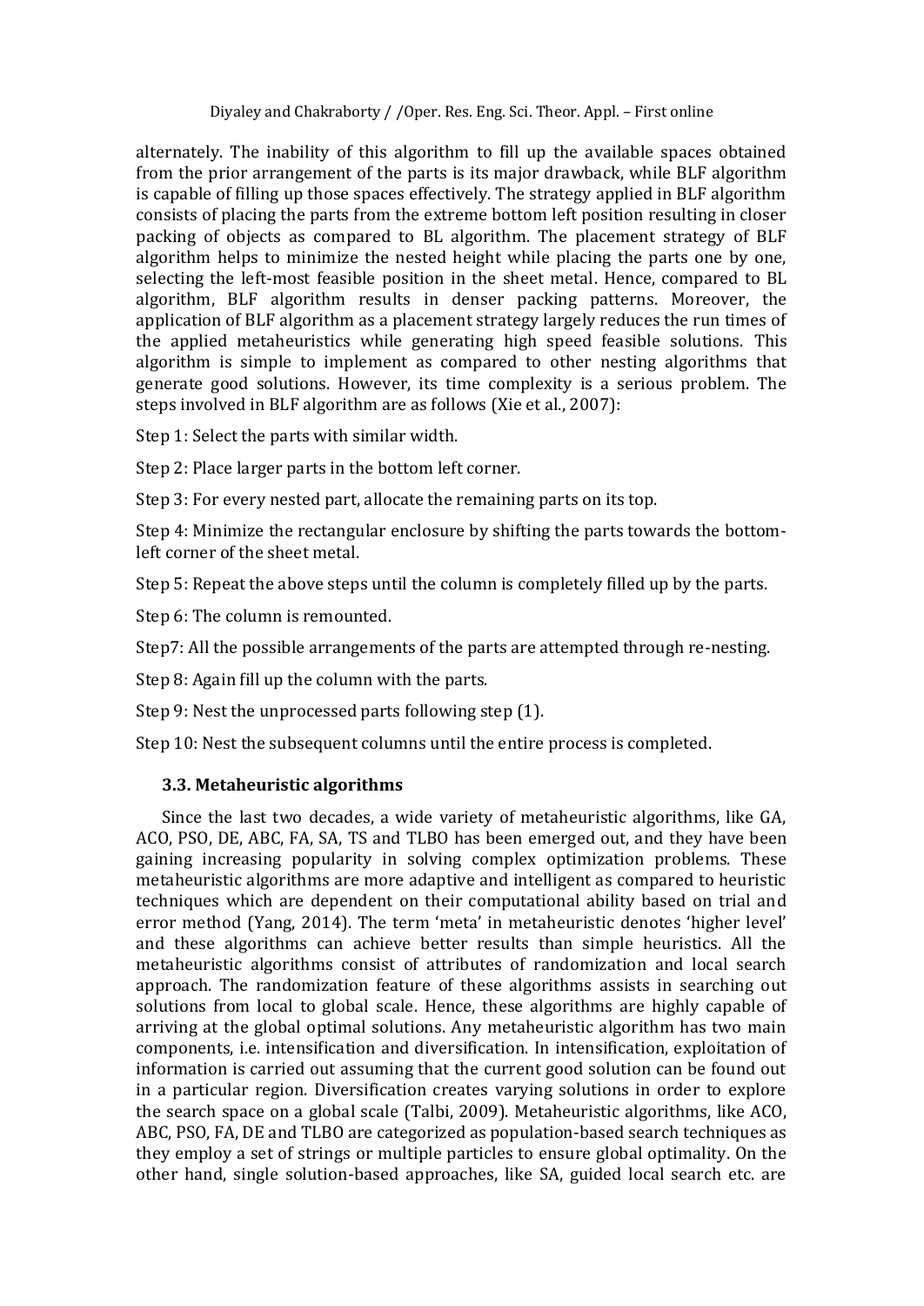alternately. The inability of this algorithm to fill up the available spaces obtained from the prior arrangement of the parts is its major drawback, while BLF algorithm is capable of filling up those spaces effectively. The strategy applied in BLF algorithm consists of placing the parts from the extreme bottom left position resulting in closer packing of objects as compared to BL algorithm. The placement strategy of BLF algorithm helps to minimize the nested height while placing the parts one by one, selecting the left-most feasible position in the sheet metal. Hence, compared to BL algorithm, BLF algorithm results in denser packing patterns. Moreover, the application of BLF algorithm as a placement strategy largely reduces the run times of the applied metaheuristics while generating high speed feasible solutions. This algorithm is simple to implement as compared to other nesting algorithms that generate good solutions. However, its time complexity is a serious problem. The steps involved in BLF algorithm are as follows (Xie et al., 2007):

Step 1: Select the parts with similar width.

Step 2: Place larger parts in the bottom left corner.

Step 3: For every nested part, allocate the remaining parts on its top.

Step 4: Minimize the rectangular enclosure by shifting the parts towards the bottom-left corner of the sheet metal.

Step 5: Repeat the above steps until the column is completely filled up by the parts.

Step 6: The column is remounted.

Step7: All the possible arrangements of the parts are attempted through re-nesting.

Step 8: Again fill up the column with the parts.

Step 9: Nest the unprocessed parts following step (1).

Step 10: Nest the subsequent columns until the entire process is completed.

### 3.3. Metaheuristic algorithms

Since the last two decades, a wide variety of metaheuristic algorithms, like GA, ACO, PSO, DE, ABC, FA, SA, TS and TLBO has been emerged out, and they have been gaining increasing popularity in solving complex optimization problems. These metaheuristic algorithms are more adaptive and intelligent as compared to heuristic techniques which are dependent on their computational ability based on trial and error method (Yang, 2014). The term 'meta' in metaheuristic denotes 'higher level' and these algorithms can achieve better results than simple heuristics. All the metaheuristic algorithms consist of attributes of randomization and local search approach. The randomization feature of these algorithms assists in searching out solutions from local to global scale. Hence, these algorithms are highly capable of arriving at the global optimal solutions. Any metaheuristic algorithm has two main components, i.e. intensification and diversification. In intensification, exploitation of information is carried out assuming that the current good solution can be found out in a particular region. Diversification creates varying solutions in order to explore the search space on a global scale (Talbi, 2009). Metaheuristic algorithms, like ACO, ABC, PSO, FA, DE and TLBO are categorized as population-based search techniques as they employ a set of strings or multiple particles to ensure global optimality. On the other hand, single solution-based approaches, like SA, guided local search etc. are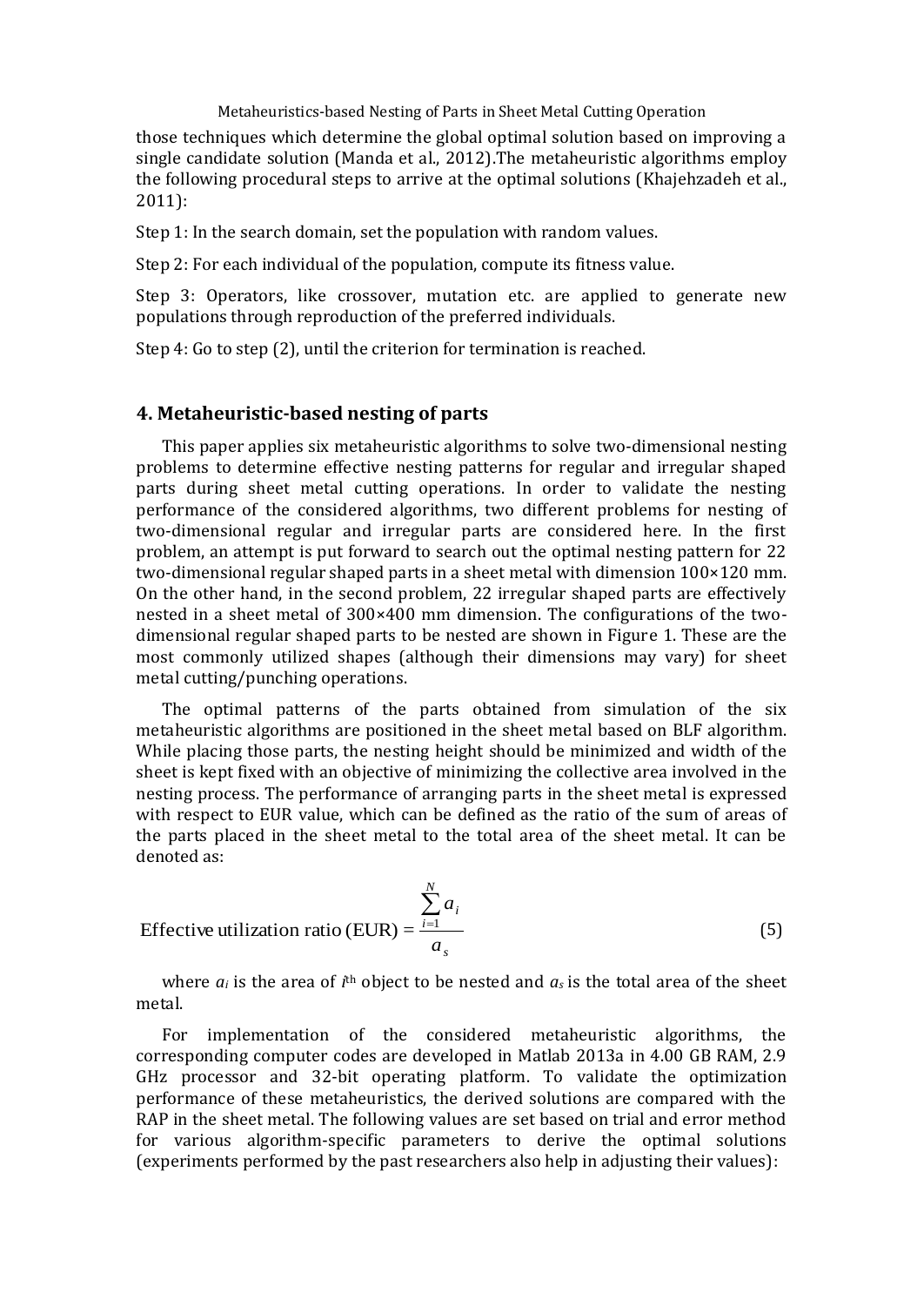those techniques which determine the global optimal solution based on improving a single candidate solution (Manda et al., 2012).The metaheuristic algorithms employ the following procedural steps to arrive at the optimal solutions (Khajehzadeh et al., 2011):

Step 1: In the search domain, set the population with random values.

Step 2: For each individual of the population, compute its fitness value.

Step 3: Operators, like crossover, mutation etc. are applied to generate new populations through reproduction of the preferred individuals.

Step 4: Go to step (2), until the criterion for termination is reached.

## 4. Metaheuristic-based nesting of parts

This paper applies six metaheuristic algorithms to solve two-dimensional nesting problems to determine effective nesting patterns for regular and irregular shaped parts during sheet metal cutting operations. In order to validate the nesting performance of the considered algorithms, two different problems for nesting of two-dimensional regular and irregular parts are considered here. In the first problem, an attempt is put forward to search out the optimal nesting pattern for 22 two-dimensional regular shaped parts in a sheet metal with dimension 100×120 mm. On the other hand, in the second problem, 22 irregular shaped parts are effectively nested in a sheet metal of 300×400 mm dimension. The configurations of the two-dimensional regular shaped parts to be nested are shown in Figure 1. These are the most commonly utilized shapes (although their dimensions may vary) for sheet metal cutting/punching operations.

The optimal patterns of the parts obtained from simulation of the six metaheuristic algorithms are positioned in the sheet metal based on BLF algorithm. While placing those parts, the nesting height should be minimized and width of the sheet is kept fixed with an objective of minimizing the collective area involved in the nesting process. The performance of arranging parts in the sheet metal is expressed with respect to EUR value, which can be defined as the ratio of the sum of areas of the parts placed in the sheet metal to the total area of the sheet metal. It can be denoted as:

$$\text{Effective utilization ratio (EUR)} = \frac{\sum_{i=1}^{N} a_i}{a_s} \tag{5}$$

where $a_i$ is the area of $i^{th}$ object to be nested and $a_s$ is the total area of the sheet metal.

For implementation of the considered metaheuristic algorithms, the corresponding computer codes are developed in Matlab 2013a in 4.00 GB RAM, 2.9 GHz processor and 32-bit operating platform. To validate the optimization performance of these metaheuristics, the derived solutions are compared with the RAP in the sheet metal. The following values are set based on trial and error method for various algorithm-specific parameters to derive the optimal solutions (experiments performed by the past researchers also help in adjusting their values):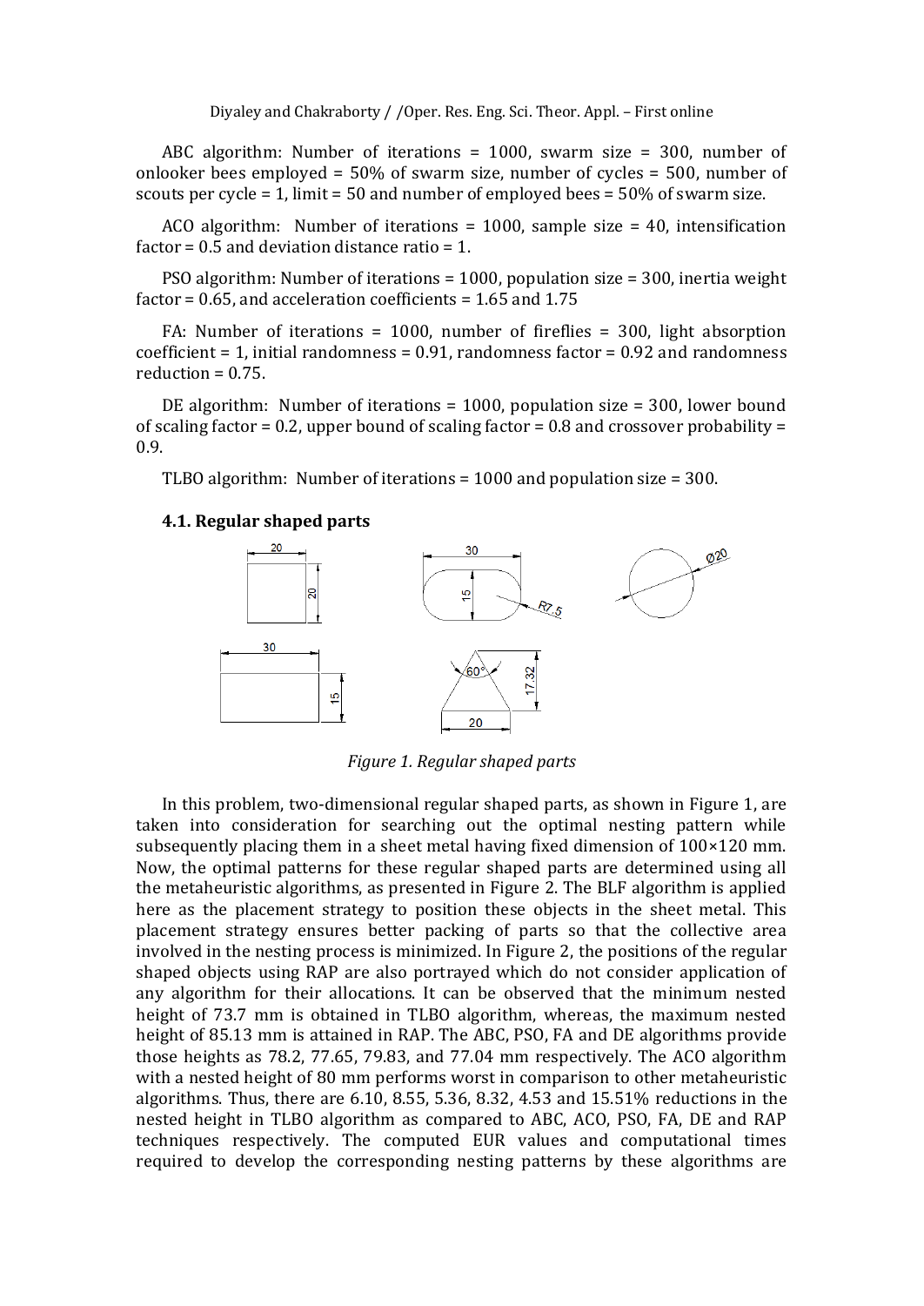ABC algorithm: Number of iterations = 1000, swarm size = 300, number of onlooker bees employed = 50% of swarm size, number of cycles = 500, number of scouts per cycle = 1, limit = 50 and number of employed bees = 50% of swarm size.

ACO algorithm: Number of iterations = 1000, sample size = 40, intensification factor = 0.5 and deviation distance ratio = 1.

PSO algorithm: Number of iterations = 1000, population size = 300, inertia weight factor = 0.65, and acceleration coefficients = 1.65 and 1.75

FA: Number of iterations = 1000, number of fireflies = 300, light absorption coefficient = 1, initial randomness = 0.91, randomness factor = 0.92 and randomness reduction = 0.75.

DE algorithm: Number of iterations = 1000, population size = 300, lower bound of scaling factor = 0.2, upper bound of scaling factor = 0.8 and crossover probability = 0.9.

TLBO algorithm: Number of iterations = 1000 and population size = 300.

### 4.1. Regular shaped parts

*Figure 1. Regular shaped parts*

In this problem, two-dimensional regular shaped parts, as shown in Figure 1, are taken into consideration for searching out the optimal nesting pattern while subsequently placing them in a sheet metal having fixed dimension of 100×120 mm. Now, the optimal patterns for these regular shaped parts are determined using all the metaheuristic algorithms, as presented in Figure 2. The BLF algorithm is applied here as the placement strategy to position these objects in the sheet metal. This placement strategy ensures better packing of parts so that the collective area involved in the nesting process is minimized. In Figure 2, the positions of the regular shaped objects using RAP are also portrayed which do not consider application of any algorithm for their allocations. It can be observed that the minimum nested height of 73.7 mm is obtained in TLBO algorithm, whereas, the maximum nested height of 85.13 mm is attained in RAP. The ABC, PSO, FA and DE algorithms provide those heights as 78.2, 77.65, 79.83, and 77.04 mm respectively. The ACO algorithm with a nested height of 80 mm performs worst in comparison to other metaheuristic algorithms. Thus, there are 6.10, 8.55, 5.36, 8.32, 4.53 and 15.51% reductions in the nested height in TLBO algorithm as compared to ABC, ACO, PSO, FA, DE and RAP techniques respectively. The computed EUR values and computational times required to develop the corresponding nesting patterns by these algorithms are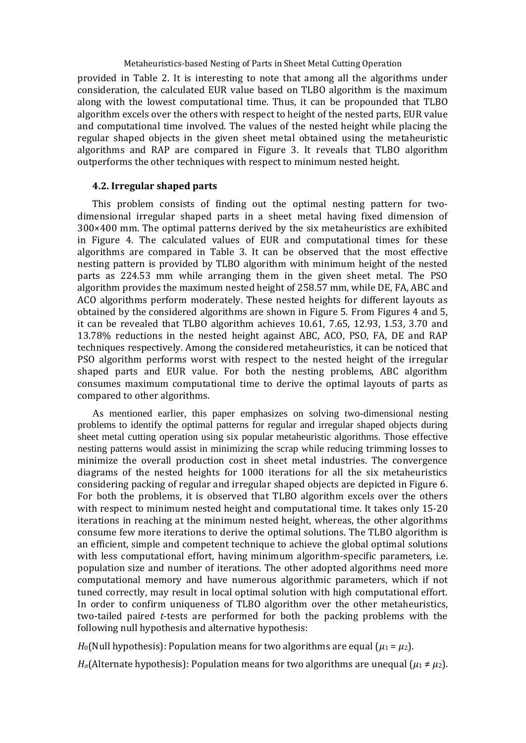provided in Table 2. It is interesting to note that among all the algorithms under consideration, the calculated EUR value based on TLBO algorithm is the maximum along with the lowest computational time. Thus, it can be propounded that TLBO algorithm excels over the others with respect to height of the nested parts, EUR value and computational time involved. The values of the nested height while placing the regular shaped objects in the given sheet metal obtained using the metaheuristic algorithms and RAP are compared in Figure 3. It reveals that TLBO algorithm outperforms the other techniques with respect to minimum nested height.

### 4.2. Irregular shaped parts

This problem consists of finding out the optimal nesting pattern for two-dimensional irregular shaped parts in a sheet metal having fixed dimension of 300×400 mm. The optimal patterns derived by the six metaheuristics are exhibited in Figure 4. The calculated values of EUR and computational times for these algorithms are compared in Table 3. It can be observed that the most effective nesting pattern is provided by TLBO algorithm with minimum height of the nested parts as 224.53 mm while arranging them in the given sheet metal. The PSO algorithm provides the maximum nested height of 258.57 mm, while DE, FA, ABC and ACO algorithms perform moderately. These nested heights for different layouts as obtained by the considered algorithms are shown in Figure 5. From Figures 4 and 5, it can be revealed that TLBO algorithm achieves 10.61, 7.65, 12.93, 1.53, 3.70 and 13.78% reductions in the nested height against ABC, ACO, PSO, FA, DE and RAP techniques respectively. Among the considered metaheuristics, it can be noticed that PSO algorithm performs worst with respect to the nested height of the irregular shaped parts and EUR value. For both the nesting problems, ABC algorithm consumes maximum computational time to derive the optimal layouts of parts as compared to other algorithms.

As mentioned earlier, this paper emphasizes on solving two-dimensional nesting problems to identify the optimal patterns for regular and irregular shaped objects during sheet metal cutting operation using six popular metaheuristic algorithms. Those effective nesting patterns would assist in minimizing the scrap while reducing trimming losses to minimize the overall production cost in sheet metal industries. The convergence diagrams of the nested heights for 1000 iterations for all the six metaheuristics considering packing of regular and irregular shaped objects are depicted in Figure 6. For both the problems, it is observed that TLBO algorithm excels over the others with respect to minimum nested height and computational time. It takes only 15-20 iterations in reaching at the minimum nested height, whereas, the other algorithms consume few more iterations to derive the optimal solutions. The TLBO algorithm is an efficient, simple and competent technique to achieve the global optimal solutions with less computational effort, having minimum algorithm-specific parameters, i.e. population size and number of iterations. The other adopted algorithms need more computational memory and have numerous algorithmic parameters, which if not tuned correctly, may result in local optimal solution with high computational effort. In order to confirm uniqueness of TLBO algorithm over the other metaheuristics, two-tailed paired *t*-tests are performed for both the packing problems with the following null hypothesis and alternative hypothesis:

$H_0$(Null hypothesis): Population means for two algorithms are equal ($\mu_1 = \mu_2$).

$H_\alpha$(Alternate hypothesis): Population means for two algorithms are unequal ($\mu_1 \neq \mu_2$).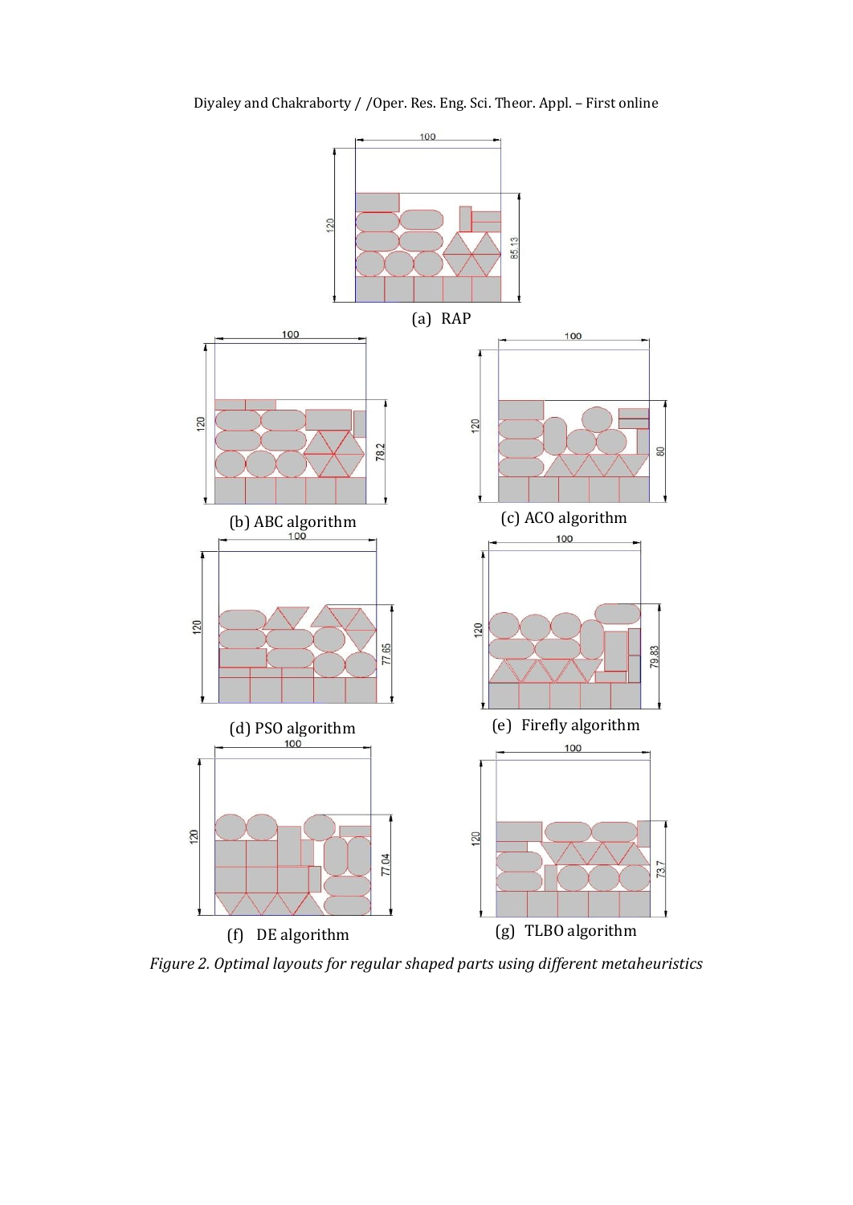(a) RAP

(b) ABC algorithm

(c) ACO algorithm

(d) PSO algorithm

(e) Firefly algorithm

(f) DE algorithm

(g) TLBO algorithm

*Figure 2. Optimal layouts for regular shaped parts using different metaheuristics*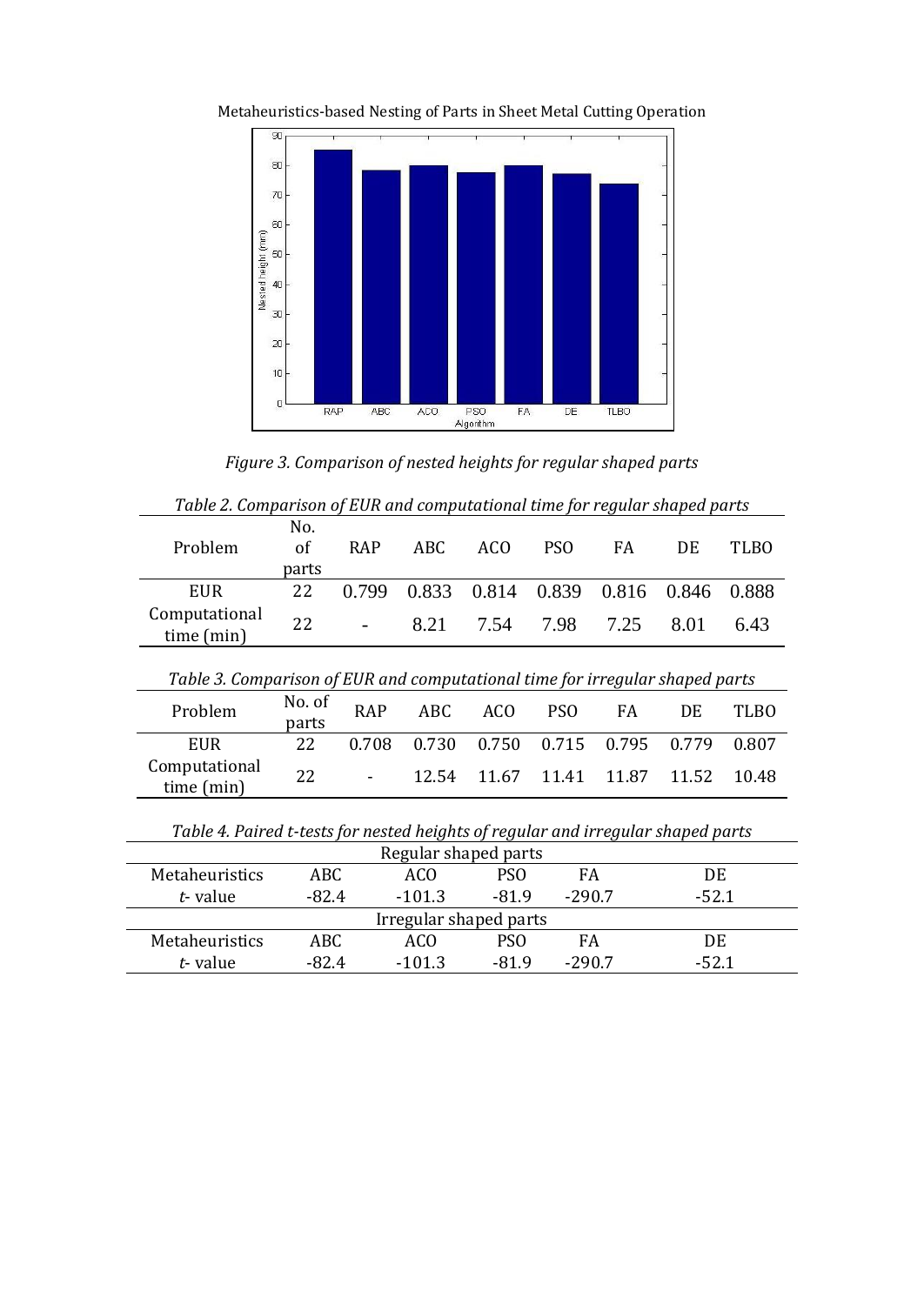Figure 3. Comparison of nested heights for regular shaped parts

*Table 2. Comparison of EUR and computational time for regular shaped parts*

| Problem | No. of parts | RAP | ABC | ACO | PSO | FA | DE | TLBO |
|---|---|---|---|---|---|---|---|---|
| EUR | 22 | 0.799 | 0.833 | 0.814 | 0.839 | 0.816 | 0.846 | 0.888 |
| Computational time (min) | 22 | - | 8.21 | 7.54 | 7.98 | 7.25 | 8.01 | 6.43 |

*Table 3. Comparison of EUR and computational time for irregular shaped parts*

| Problem | No. of parts | RAP | ABC | ACO | PSO | FA | DE | TLBO |
|---|---|---|---|---|---|---|---|---|
| EUR | 22 | 0.708 | 0.730 | 0.750 | 0.715 | 0.795 | 0.779 | 0.807 |
| Computational time (min) | 22 | - | 12.54 | 11.67 | 11.41 | 11.87 | 11.52 | 10.48 |

*Table 4. Paired t-tests for nested heights of regular and irregular shaped parts*

| Regular shaped parts | | | | | |
|---|---|---|---|---|---|
| Metaheuristics | ABC | ACO | PSO | FA | DE |
| *t*- value | -82.4 | -101.3 | -81.9 | -290.7 | -52.1 |
| **Irregular shaped parts** | | | | | |
| Metaheuristics | ABC | ACO | PSO | FA | DE |
| *t*- value | -82.4 | -101.3 | -81.9 | -290.7 | -52.1 |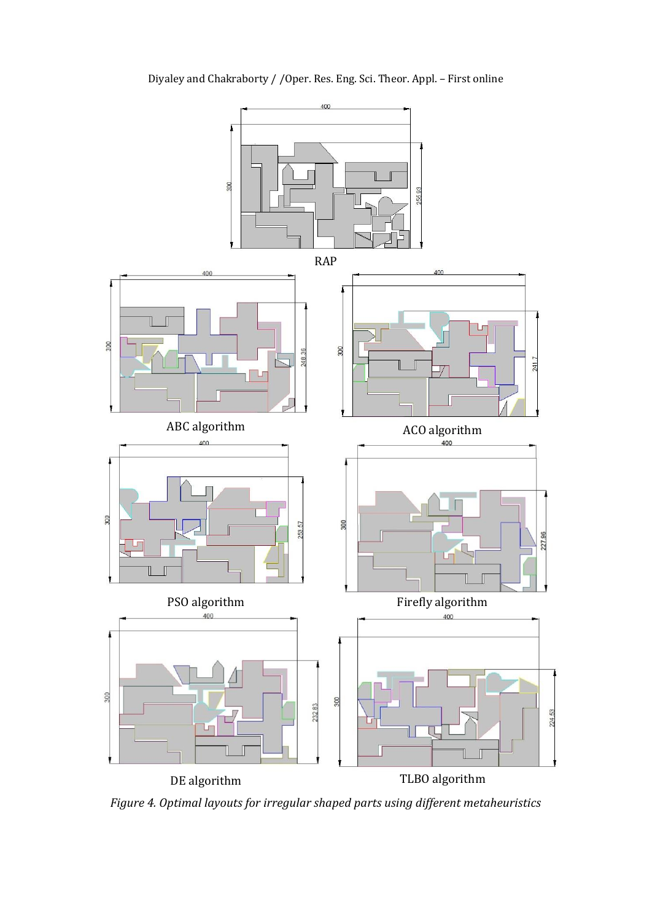RAP

ABC algorithm

ACO algorithm

PSO algorithm

Firefly algorithm

DE algorithm

TLBO algorithm

*Figure 4. Optimal layouts for irregular shaped parts using different metaheuristics*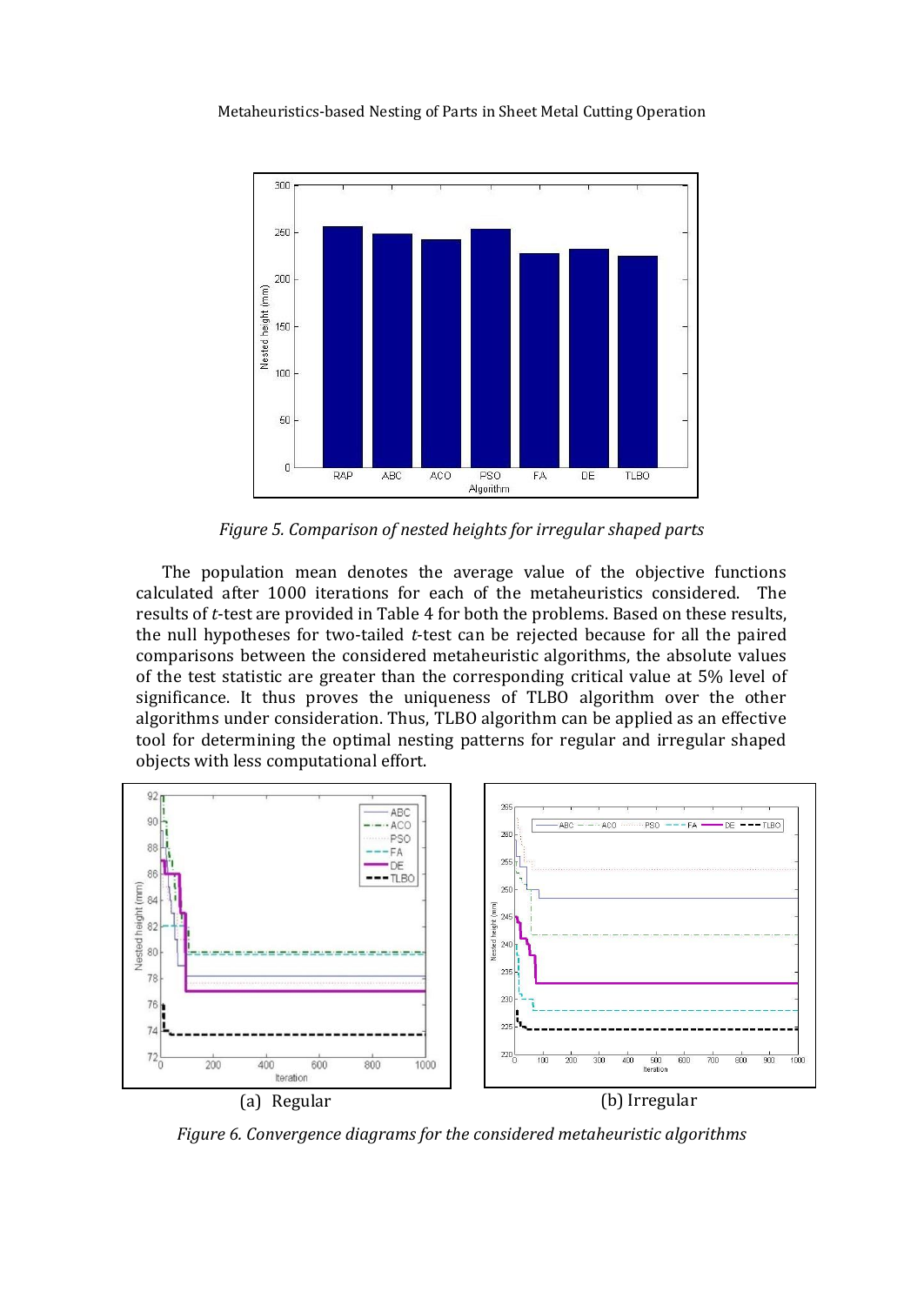*Figure 5. Comparison of nested heights for irregular shaped parts*

The population mean denotes the average value of the objective functions calculated after 1000 iterations for each of the metaheuristics considered. The results of *t*-test are provided in Table 4 for both the problems. Based on these results, the null hypotheses for two-tailed *t*-test can be rejected because for all the paired comparisons between the considered metaheuristic algorithms, the absolute values of the test statistic are greater than the corresponding critical value at 5% level of significance. It thus proves the uniqueness of TLBO algorithm over the other algorithms under consideration. Thus, TLBO algorithm can be applied as an effective tool for determining the optimal nesting patterns for regular and irregular shaped objects with less computational effort.

(a) Regular (b) Irregular

*Figure 6. Convergence diagrams for the considered metaheuristic algorithms*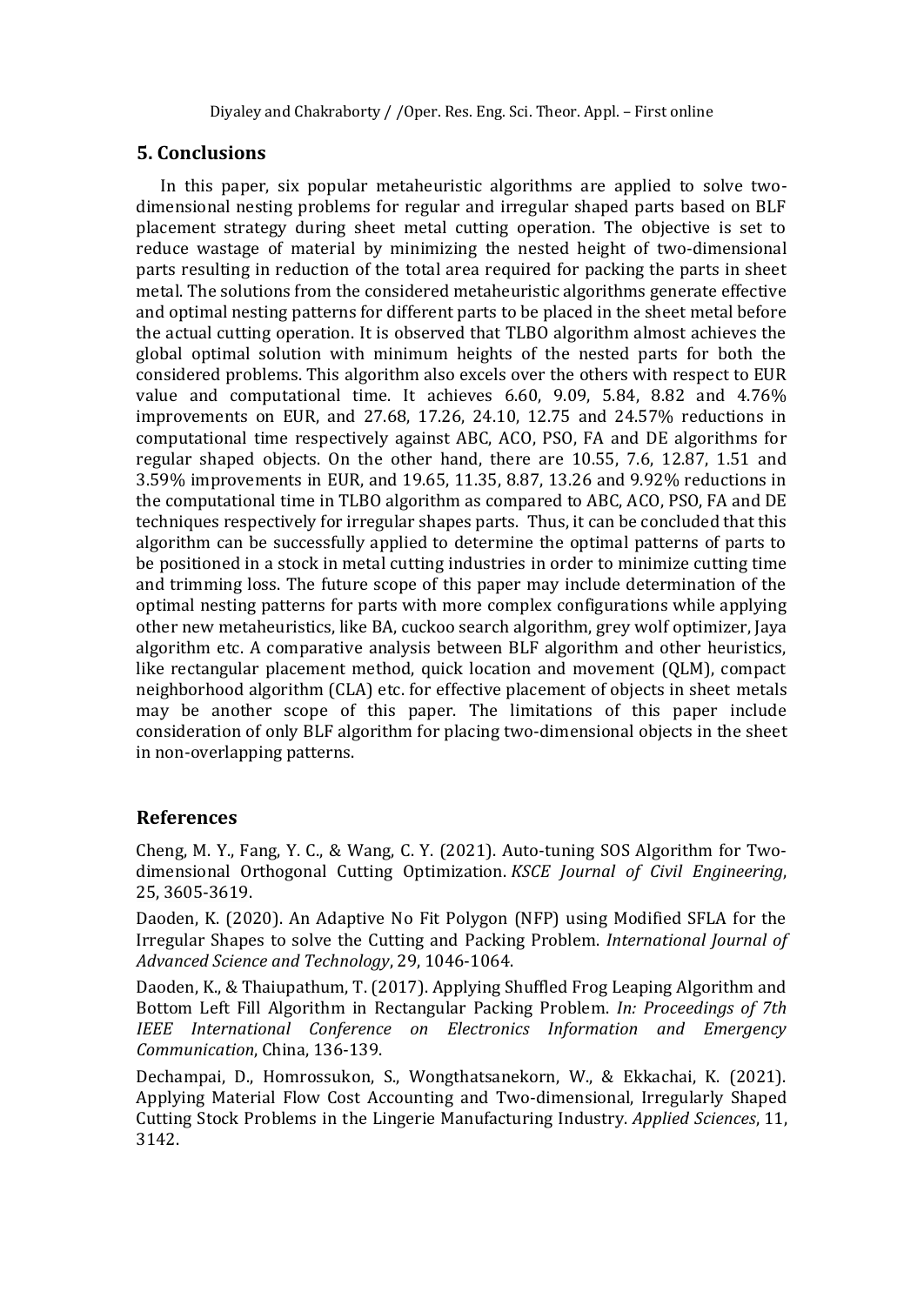## 5. Conclusions

In this paper, six popular metaheuristic algorithms are applied to solve two-dimensional nesting problems for regular and irregular shaped parts based on BLF placement strategy during sheet metal cutting operation. The objective is set to reduce wastage of material by minimizing the nested height of two-dimensional parts resulting in reduction of the total area required for packing the parts in sheet metal. The solutions from the considered metaheuristic algorithms generate effective and optimal nesting patterns for different parts to be placed in the sheet metal before the actual cutting operation. It is observed that TLBO algorithm almost achieves the global optimal solution with minimum heights of the nested parts for both the considered problems. This algorithm also excels over the others with respect to EUR value and computational time. It achieves 6.60, 9.09, 5.84, 8.82 and 4.76% improvements on EUR, and 27.68, 17.26, 24.10, 12.75 and 24.57% reductions in computational time respectively against ABC, ACO, PSO, FA and DE algorithms for regular shaped objects. On the other hand, there are 10.55, 7.6, 12.87, 1.51 and 3.59% improvements in EUR, and 19.65, 11.35, 8.87, 13.26 and 9.92% reductions in the computational time in TLBO algorithm as compared to ABC, ACO, PSO, FA and DE techniques respectively for irregular shapes parts. Thus, it can be concluded that this algorithm can be successfully applied to determine the optimal patterns of parts to be positioned in a stock in metal cutting industries in order to minimize cutting time and trimming loss. The future scope of this paper may include determination of the optimal nesting patterns for parts with more complex configurations while applying other new metaheuristics, like BA, cuckoo search algorithm, grey wolf optimizer, Jaya algorithm etc. A comparative analysis between BLF algorithm and other heuristics, like rectangular placement method, quick location and movement (QLM), compact neighborhood algorithm (CLA) etc. for effective placement of objects in sheet metals may be another scope of this paper. The limitations of this paper include consideration of only BLF algorithm for placing two-dimensional objects in the sheet in non-overlapping patterns.

## References

Cheng, M. Y., Fang, Y. C., & Wang, C. Y. (2021). Auto-tuning SOS Algorithm for Two-dimensional Orthogonal Cutting Optimization. *KSCE Journal of Civil Engineering*, 25, 3605-3619.

Daoden, K. (2020). An Adaptive No Fit Polygon (NFP) using Modified SFLA for the Irregular Shapes to solve the Cutting and Packing Problem. *International Journal of Advanced Science and Technology*, 29, 1046-1064.

Daoden, K., & Thaiupathum, T. (2017). Applying Shuffled Frog Leaping Algorithm and Bottom Left Fill Algorithm in Rectangular Packing Problem. *In: Proceedings of 7th IEEE International Conference on Electronics Information and Emergency Communication*, China, 136-139.

Dechampai, D., Homrossukon, S., Wongthatsanekorn, W., & Ekkachai, K. (2021). Applying Material Flow Cost Accounting and Two-dimensional, Irregularly Shaped Cutting Stock Problems in the Lingerie Manufacturing Industry. *Applied Sciences*, 11, 3142.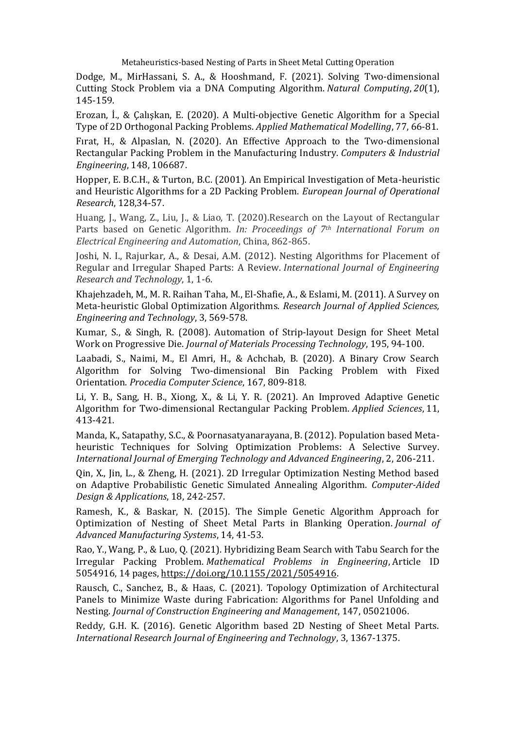Dodge, M., MirHassani, S. A., & Hooshmand, F. (2021). Solving Two-dimensional Cutting Stock Problem via a DNA Computing Algorithm. *Natural Computing*, *20*(1), 145-159.

Erozan, İ., & Çalışkan, E. (2020). A Multi-objective Genetic Algorithm for a Special Type of 2D Orthogonal Packing Problems. *Applied Mathematical Modelling*, 77, 66-81.

Fırat, H., & Alpaslan, N. (2020). An Effective Approach to the Two-dimensional Rectangular Packing Problem in the Manufacturing Industry. *Computers & Industrial Engineering*, 148, 106687.

Hopper, E. B.C.H., & Turton, B.C. (2001). An Empirical Investigation of Meta-heuristic and Heuristic Algorithms for a 2D Packing Problem. *European Journal of Operational Research*, 128,34-57.

Huang, J., Wang, Z., Liu, J., & Liao, T. (2020).Research on the Layout of Rectangular Parts based on Genetic Algorithm. *In: Proceedings of 7th International Forum on Electrical Engineering and Automation*, China, 862-865.

Joshi, N. I., Rajurkar, A., & Desai, A.M. (2012). Nesting Algorithms for Placement of Regular and Irregular Shaped Parts: A Review. *International Journal of Engineering Research and Technology*, 1, 1-6.

Khajehzadeh, M., M. R. Raihan Taha, M., El-Shafie, A., & Eslami, M. (2011). A Survey on Meta-heuristic Global Optimization Algorithms. *Research Journal of Applied Sciences, Engineering and Technology*, 3, 569-578.

Kumar, S., & Singh, R. (2008). Automation of Strip-layout Design for Sheet Metal Work on Progressive Die. *Journal of Materials Processing Technology*, 195, 94-100.

Laabadi, S., Naimi, M., El Amri, H., & Achchab, B. (2020). A Binary Crow Search Algorithm for Solving Two-dimensional Bin Packing Problem with Fixed Orientation. *Procedia Computer Science*, 167, 809-818.

Li, Y. B., Sang, H. B., Xiong, X., & Li, Y. R. (2021). An Improved Adaptive Genetic Algorithm for Two-dimensional Rectangular Packing Problem. *Applied Sciences*, 11, 413-421.

Manda, K., Satapathy, S.C., & Poornasatyanarayana, B. (2012). Population based Meta-heuristic Techniques for Solving Optimization Problems: A Selective Survey. *International Journal of Emerging Technology and Advanced Engineering*, 2, 206-211.

Qin, X., Jin, L., & Zheng, H. (2021). 2D Irregular Optimization Nesting Method based on Adaptive Probabilistic Genetic Simulated Annealing Algorithm. *Computer-Aided Design & Applications*, 18, 242-257.

Ramesh, K., & Baskar, N. (2015). The Simple Genetic Algorithm Approach for Optimization of Nesting of Sheet Metal Parts in Blanking Operation. *Journal of Advanced Manufacturing Systems*, 14, 41-53.

Rao, Y., Wang, P., & Luo, Q. (2021). Hybridizing Beam Search with Tabu Search for the Irregular Packing Problem. *Mathematical Problems in Engineering*, Article ID 5054916, 14 pages, https://doi.org/10.1155/2021/5054916.

Rausch, C., Sanchez, B., & Haas, C. (2021). Topology Optimization of Architectural Panels to Minimize Waste during Fabrication: Algorithms for Panel Unfolding and Nesting. *Journal of Construction Engineering and Management*, 147, 05021006.

Reddy, G.H. K. (2016). Genetic Algorithm based 2D Nesting of Sheet Metal Parts. *International Research Journal of Engineering and Technology*, 3, 1367-1375.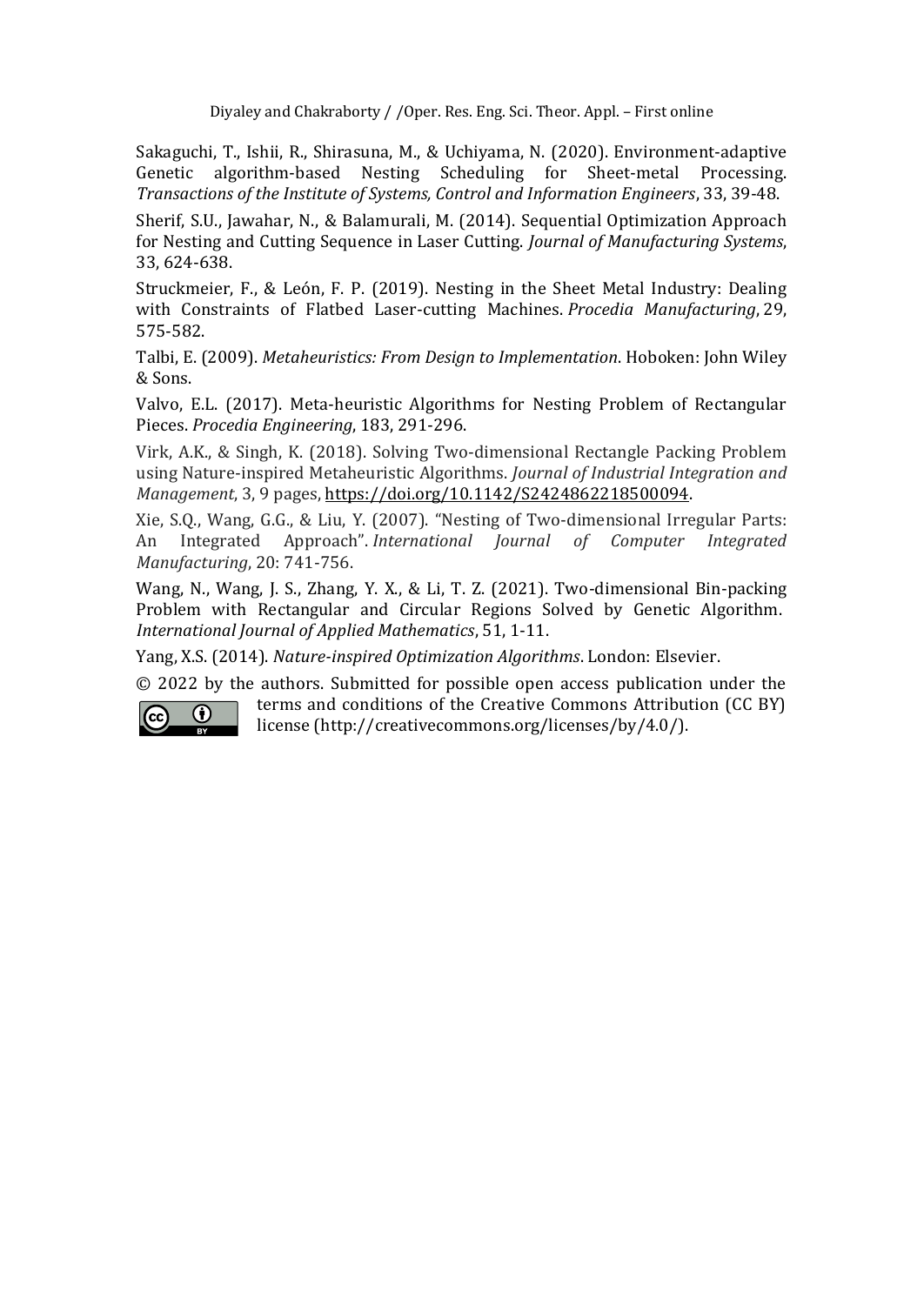Sakaguchi, T., Ishii, R., Shirasuna, M., & Uchiyama, N. (2020). Environment-adaptive Genetic algorithm-based Nesting Scheduling for Sheet-metal Processing. *Transactions of the Institute of Systems, Control and Information Engineers*, 33, 39-48.

Sherif, S.U., Jawahar, N., & Balamurali, M. (2014). Sequential Optimization Approach for Nesting and Cutting Sequence in Laser Cutting. *Journal of Manufacturing Systems*, 33, 624-638.

Struckmeier, F., & León, F. P. (2019). Nesting in the Sheet Metal Industry: Dealing with Constraints of Flatbed Laser-cutting Machines. *Procedia Manufacturing*, 29, 575-582.

Talbi, E. (2009). *Metaheuristics: From Design to Implementation*. Hoboken: John Wiley & Sons.

Valvo, E.L. (2017). Meta-heuristic Algorithms for Nesting Problem of Rectangular Pieces. *Procedia Engineering*, 183, 291-296.

Virk, A.K., & Singh, K. (2018). Solving Two-dimensional Rectangle Packing Problem using Nature-inspired Metaheuristic Algorithms. *Journal of Industrial Integration and Management*, 3, 9 pages, https://doi.org/10.1142/S2424862218500094.

Xie, S.Q., Wang, G.G., & Liu, Y. (2007). "Nesting of Two-dimensional Irregular Parts: An Integrated Approach". *International Journal of Computer Integrated Manufacturing*, 20: 741-756.

Wang, N., Wang, J. S., Zhang, Y. X., & Li, T. Z. (2021). Two-dimensional Bin-packing Problem with Rectangular and Circular Regions Solved by Genetic Algorithm. *International Journal of Applied Mathematics*, 51, 1-11.

Yang, X.S. (2014). *Nature-inspired Optimization Algorithms*. London: Elsevier.

© 2022 by the authors. Submitted for possible open access publication under the terms and conditions of the Creative Commons Attribution (CC BY) license (http://creativecommons.org/licenses/by/4.0/).